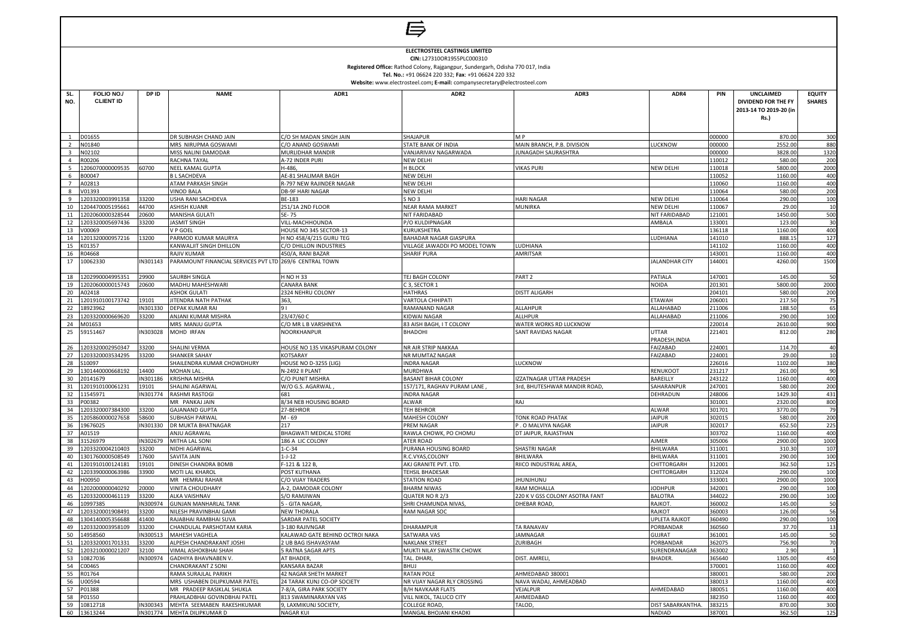**ELECTROSTEEL CASTINGS LIMITED**

**CIN:** L27310OR1955PLC000310

**Registered Office:** Rathod Colony, Rajgangpur, Sundergarh, Odisha 770 017, India

**Tel. No.:** +91 06624 220 332; **Fax:** +91 06624 220 332

**Website:** www.electrosteel.com; **E-mail:** companysecretary@electrosteel.com

| SL. NO. | FOLIO NO./ CLIENT ID | DP ID | NAME | ADR1 | ADR2 | ADR3 | ADR4 | PIN | UNCLAIMED DIVIDEND FOR THE FY 2013-14 TO 2019-20 (in Rs.) | EQUITY SHARES |
|---|---|---|---|---|---|---|---|---|---|---|
| 1 | D01655 | | DR SUBHASH CHAND JAIN | C/O SH MADAN SINGH JAIN | SHAJAPUR | M P | | 000000 | 870.00 | 300 |
| 2 | N01840 | | MRS NIRUPMA GOSWAMI | C/O ANAND GOSWAMI | STATE BANK OF INDIA | MAIN BRANCH, P.B. DIVISION | LUCKNOW | 000000 | 2552.00 | 880 |
| 3 | N02102 | | MISS NALINI DAMODAR | MURLIDHAR MANDIR | VANJARIVAV NAGARWADA | JUNAGADH SAURASHTRA | | 000000 | 3828.00 | 1320 |
| 4 | R00206 | | RACHNA TAYAL | A-72 INDER PURI | NEW DELHI | | | 110012 | 580.00 | 200 |
| 5 | 1206070000009535 | 60700 | NEEL KAMAL GUPTA | H-486, | H BLOCK | VIKAS PURI | NEW DELHI | 110018 | 5800.00 | 2000 |
| 6 | B00047 | | B L SACHDEVA | AE-81 SHALIMAR BAGH | NEW DELHI | | | 110052 | 1160.00 | 400 |
| 7 | A02813 | | ATAM PARKASH SINGH | R-797 NEW RAJINDER NAGAR | NEW DELHI | | | 110060 | 1160.00 | 400 |
| 8 | V01393 | | VINOD BALA | DB-9F HARI NAGAR | NEW DELHI | | | 110064 | 580.00 | 200 |
| 9 | 1203320003991358 | 33200 | USHA RANI SACHDEVA | BE-183 | S NO 3 | HARI NAGAR | NEW DELHI | 110064 | 290.00 | 100 |
| 10 | 1204470005195661 | 44700 | ASHISH KUANR | 251/1A 2ND FLOOR | NEAR RAMA MARKET | MUNIRKA | NEW DELHI | 110067 | 29.00 | 10 |
| 11 | 1202060000328544 | 20600 | MANISHA GULATI | 5E- 75 | NIT FARIDABAD | | NIT FARIDABAD | 121001 | 1450.00 | 500 |
| 12 | 1203320005697436 | 33200 | JASMIT SINGH | VILL-MACHHOUNDA | P/O KULDIPNAGAR | | AMBALA | 133001 | 123.00 | 30 |
| 13 | V00069 | | V P GOEL | HOUSE NO 345 SECTER-13 | KURUKSHETRA | | | 136118 | 1160.00 | 400 |
| 14 | 1201320000957216 | 13200 | PARMOD KUMAR MAURYA | H NO 458/4/215 GURU TEG | BAHADAR NAGAR GIASPURA | | LUDHIANA | 141010 | 888.15 | 127 |
| 15 | K01357 | | KANWALJIT SINGH DHILLON | C/O DHILLON INDUSTRIES | VILLAGE JAWADDI PO MODEL TOWN | LUDHIANA | | 141102 | 1160.00 | 400 |
| 16 | R04668 | | RAJIV KUMAR | 450/A, RANI BAZAR | SHARIF PURA | AMRITSAR | | 143001 | 1160.00 | 400 |
| 17 | 10062330 | IN301143 | PARAMOUNT FINANCIAL SERVICES PVT LTD | 269/6 CENTRAL TOWN | | | JALANDHAR CITY | 144001 | 4260.00 | 1500 |
| 18 | 1202990004995351 | 29900 | SAURBH SINGLA | H NO H 33 | TEJ BAGH COLONY | PART 2 | PATIALA | 147001 | 145.00 | 50 |
| 19 | 1202060000015743 | 20600 | MADHU MAHESHWARI | CANARA BANK | C 3, SECTOR 1 | | NOIDA | 201301 | 5800.00 | 2000 |
| 20 | A02418 | | ASHOK GULATI | 2324 NEHRU COLONY | HATHRAS | DISTT ALIGARH | | 204101 | 580.00 | 200 |
| 21 | 1201910100173742 | 19101 | JITENDRA NATH PATHAK | 363, | VARTOLA CHHIPATI | | ETAWAH | 206001 | 217.50 | 75 |
| 22 | 18923962 | IN301330 | DEPAK KUMAR RAI | 9 I | RAMANAND NAGAR | ALLAHPUR | ALLAHABAD | 211006 | 188.50 | 65 |
| 23 | 1203320000669620 | 33200 | ANJANI KUMAR MISHRA | 23/47/60 C | KIDWAI NAGAR | ALLHPUR | ALLAHABAD | 211006 | 290.00 | 100 |
| 24 | M01653 | | MRS MANJU GUPTA | C/O MR L B VARSHNEYA | 83 AISH BAGH, I T COLONY | WATER WORKS RD LUCKNOW | | 220014 | 2610.00 | 900 |
| 25 | 59151467 | IN303028 | MOHD IRFAN | NOORKHANPUR | BHADOHI | SANT RAVIDAS NAGAR | UTTAR PRADESH,INDIA | 221401 | 812.00 | 280 |
| 26 | 1203320002950347 | 33200 | SHALINI VERMA | HOUSE NO 135 VIKASPURAM COLONY | NR AIR STRIP NAKKAA | | FAIZABAD | 224001 | 114.70 | 40 |
| 27 | 1203320003534295 | 33200 | SHANKER SAHAY | KOTSARAY | NR MUMTAZ NAGAR | | FAIZABAD | 224001 | 29.00 | 10 |
| 28 | S10097 | | SHAILENDRA KUMAR CHOWDHURY | HOUSE NO D-3255 (LIG) | INDRA NAGAR | LUCKNOW | | 226016 | 1102.00 | 380 |
| 29 | 1301440000668192 | 14400 | MOHAN LAL . | N-2492 II PLANT | MURDHWA | | RENUKOOT | 231217 | 261.00 | 90 |
| 30 | 20141679 | IN301186 | KRISHNA MISHRA | C/O PUNIT MISHRA | BASANT BIHAR COLONY | IZZATNAGAR UTTAR PRADESH | BAREILLY | 243122 | 1160.00 | 400 |
| 31 | 1201910100061231 | 19101 | SHALINI AGARWAL | W/O G.S. AGARWAL , | 157/171, RAGHAV PURAM LANE , | 3rd, BHUTESHWAR MANDIR ROAD, | SAHARANPUR | 247001 | 580.00 | 200 |
| 32 | 11545971 | IN301774 | RASHMI RASTOGI | 681 | INDRA NAGAR | | DEHRADUN | 248006 | 1429.30 | 431 |
| 33 | P00382 | | MR PANKAJ JAIN | 8/34 NEB HOUSING BOARD | ALWAR | RAJ | | 301001 | 2320.00 | 800 |
| 34 | 1203320007384300 | 33200 | GAJANAND GUPTA | 27-BEHROR | TEH BEHROR | | ALWAR | 301701 | 3770.00 | 79 |
| 35 | 1205860000027658 | 58600 | SUBHASH PARWAL | M - 69 | MAHESH COLONY | TONK ROAD PHATAK | JAIPUR | 302015 | 580.00 | 200 |
| 36 | 19676025 | IN301330 | DR MUKTA BHATNAGAR | 217 | PREM NAGAR | P . O MALVIYA NAGAR | JAIPUR | 302017 | 652.50 | 225 |
| 37 | A01519 | | ANJU AGRAWAL | BHAGWATI MEDICAL STORE | RAWLA CHOWK, PO CHOMU | DT JAIPUR, RAJASTHAN | | 303702 | 1160.00 | 400 |
| 38 | 31526979 | IN302679 | MITHA LAL SONI | 186 A LIC COLONY | ATER ROAD | | AJMER | 305006 | 2900.00 | 1000 |
| 39 | 1203320004210403 | 33200 | NIDHI AGARWAL | 1-C-34 | PURANA HOUSING BOARD | SHASTRI NAGAR | BHILWARA | 311001 | 310.30 | 107 |
| 40 | 1301760000508549 | 17600 | SAVITA JAIN | 1-J-12 | R.C.VYAS,COLONY | BHILWARA | BHILWARA | 311001 | 290.00 | 100 |
| 41 | 1201910100124181 | 19101 | DINESH CHANDRA BOMB | F-121 & 122 B, | AKJ GRANITE PVT. LTD. | RIICO INDUSTRIAL AREA, | CHITTORGARH | 312001 | 362.50 | 125 |
| 42 | 1203390000063986 | 33900 | MOTI LAL KHAROL | POST KUTHANA | TEHSIL BHADESAR | | CHITTORGARH | 312024 | 290.00 | 100 |
| 43 | H00950 | | MR HEMRAJ RAHAR | C/O VIJAY TRADERS | STATION ROAD | JHUNJHUNU | | 333001 | 2900.00 | 1000 |
| 44 | 1202000000040292 | 20000 | VINITA CHOUDHARY | A-2, DAMODAR COLONY | BHARM NIWAS | RAM MOHALLA | JODHPUR | 342001 | 290.00 | 100 |
| 45 | 1203320000461119 | 33200 | ALKA VAISHNAV | S/O RAMJIWAN | QUATER NO R 2/3 | 220 K V GSS COLONY ASOTRA FANT | BALOTRA | 344022 | 290.00 | 100 |
| 46 | 10997385 | IN300974 | GUNJAN MANHARLAL TANK | 5 - GITA NAGAR, | SHRI CHAMUNDA NIVAS, | DHEBAR ROAD, | RAJKOT. | 360002 | 145.00 | 50 |
| 47 | 1203320001908491 | 33200 | NILESH PRAVINBHAI GAMI | NEW THORALA | RAM NAGAR SOC | | RAJKOT | 360003 | 126.00 | 56 |
| 48 | 1304140005356688 | 41400 | RAJABHAI RAMBHAI SUVA | SARDAR PATEL SOCIETY | | | UPLETA RAJKOT | 360490 | 290.00 | 100 |
| 49 | 1203320003958109 | 33200 | CHANDULAL PARSHOTAM KARIA | 3-180 RAJIVNGAR | DHARAMPUR | TA RANAVAV | PORBANDAR | 360560 | 37.70 | 13 |
| 50 | 14958560 | IN300513 | MAHESH VAGHELA | KALAWAD GATE BEHIND OCTROI NAKA | SATWARA VAS | JAMNAGAR | GUJRAT | 361001 | 145.00 | 50 |
| 51 | 1203320001701331 | 33200 | ALPESH CHANDRAKANT JOSHI | 2 UB BAG ISHAVASYAM | NAKLANK STREET | ZURIBAGH | PORBANDAR | 362075 | 756.90 | 70 |
| 52 | 1203210000021207 | 32100 | VIMAL ASHOKBHAI SHAH | 5 RATNA SAGAR APTS | MUKTI NILAY SWASTIK CHOWK | | SURENDRANAGAR | 363002 | 2.90 | 1 |
| 53 | 10827036 | IN300974 | GADHIYA BHAVNABEN V. | AT BHADER, | TAL. DHARI, | DIST. AMRELI, | BHADER. | 365640 | 1305.00 | 450 |
| 54 | C00465 | | CHANDRAKANT Z SONI | KANSARA BAZAR | BHUJ | | | 370001 | 1160.00 | 400 |
| 55 | R01764 | | RAMA SURAJLAL PARIKH | 42 NAGAR SHETH MARKET | RATAN POLE | AHMEDABAD 380001 | | 380001 | 580.00 | 200 |
| 56 | U00594 | | MRS USHABEN DILIPKUMAR PATEL | 24 TARAK KUNJ CO-OP SOCIETY | NR VIJAY NAGAR RLY CROSSING | NAVA WADAJ, AHMEDABAD | | 380013 | 1160.00 | 400 |
| 57 | P01388 | | MR PRADEEP RASIKLAL SHUKLA | 7-8/A, GIRA PARK SOCIETY | B/H NAVKAAR FLATS | VEJALPUR | AHMEDABAD | 380051 | 1160.00 | 400 |
| 58 | P01550 | | PRAHLADBHAI GOVINDBHAI PATEL | 813 SWAMINARAYAN VAS | VILL NIKOL, TALUCO CITY | AHMEDABAD | | 382350 | 1160.00 | 400 |
| 59 | 10812718 | IN300343 | MEHTA SEEMABEN RAKESHKUMAR | 9, LAXMIKUNJ SOCIETY, | COLLEGE ROAD, | TALOD, | DIST SABARKANTHA. | 383215 | 870.00 | 300 |
| 60 | 13613244 | IN301774 | MEHTA DILIPKUMAR D | NAGAR KUI | MANGAL BHOJANI KHADKI | | NADIAD | 387001 | 362.50 | 125 |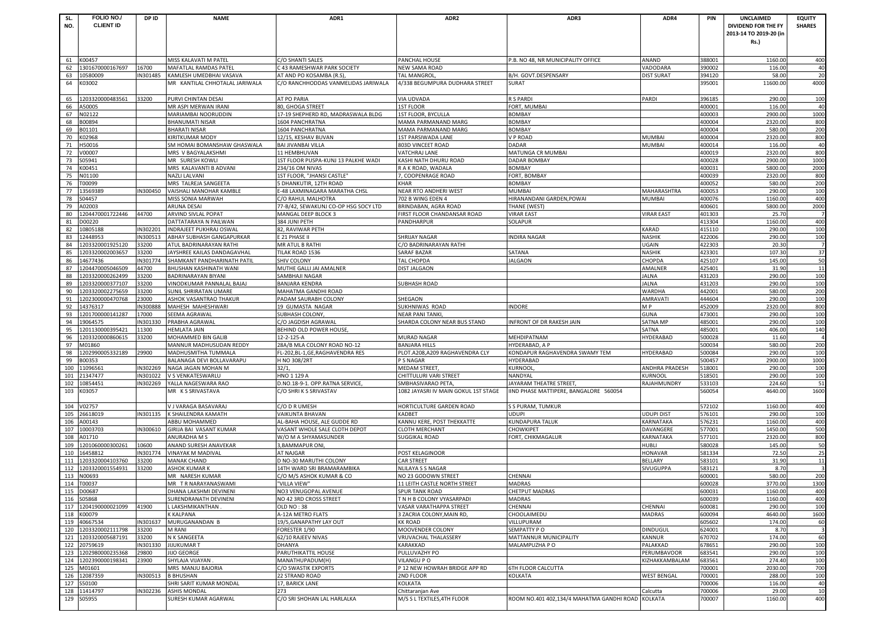| SL. NO. | FOLIO NO./ CLIENT ID | DP ID | NAME | ADR1 | ADR2 | ADR3 | ADR4 | PIN | UNCLAIMED DIVIDEND FOR THE FY 2013-14 TO 2019-20 (in Rs.) | EQUITY SHARES |
|---|---|---|---|---|---|---|---|---|---|---|
| 61 | K00457 | | MISS KALAVATI M PATEL | C/O SHANTI SALES | PANCHAL HOUSE | P.B. NO 48, NR MUNICIPALITY OFFICE | ANAND | 388001 | 1160.00 | 400 |
| 62 | 1301670000167697 | 16700 | MAFATLAL RAMDAS PATEL | C 43 RAMESHWAR PARK SOCIETY | NEW SAMA ROAD | | VADODARA | 390002 | 116.00 | 40 |
| 63 | 10580009 | IN301485 | KAMLESH UMEDBHAI VASAVA | AT AND PO KOSAMBA (R.S), | TAL MANGROL, | B/H. GOVT.DESPENSARY | DIST SURAT | 394120 | 58.00 | 20 |
| 64 | K03002 | | MR KANTILAL CHHOTALAL JARIWALA | C/O RANCHHODDAS VANMELIDAS JARIWALA | 4/338 BEGUMPURA DUDHARA STREET | SURAT | | 395001 | 11600.00 | 4000 |
| 65 | 1203320000483561 | 33200 | PURVI CHINTAN DESAI | AT PO PARIA | VIA UDVADA | R S PARDI | PARDI | 396185 | 290.00 | 100 |
| 66 | A50005 | | MR ASPI MERWAN IRANI | 80, GHOGA STREET | 1ST FLOOR | FORT, MUMBAI | | 400001 | 116.00 | 40 |
| 67 | N02122 | | MARIAMBAI NOORUDDIN | 17-19 SHEPHERD RD, MADRASWALA BLDG | 1ST FLOOR, BYCULLA | BOMBAY | | 400003 | 2900.00 | 1000 |
| 68 | B00894 | | BHANUMATI NISAR | 1604 PANCHRATNA | MAMA PARMANAND MARG | BOMBAY | | 400004 | 2320.00 | 800 |
| 69 | B01101 | | BHARATI NISAR | 1604 PANCHRATNA | MAMA PARMANAND MARG | BOMBAY | | 400004 | 580.00 | 200 |
| 70 | K02968 | | KIRITKUMAR MODY | 12/15, KESHAV BUVAN | 1ST PARSIWADA LANE | V P ROAD | MUMBAI | 400004 | 2320.00 | 800 |
| 71 | H50016 | | SM HOMAI BOMANSHAW GHASWALA | BAI JIVANBAI VILLA | 803D VINCEET ROAD | DADAR | MUMBAI | 400014 | 116.00 | 40 |
| 72 | V00007 | | MRS V BAGYALAKSHMI | 11 HEMBHUVAN | VATCHRAJ LANE | MATUNGA CR MUMBAI | | 400019 | 2320.00 | 800 |
| 73 | S05941 | | MR SURESH KOWLI | 1ST FLOOR PUSPA-KUNJ 13 PALKHE WADI | KASHI NATH DHURU ROAD | DADAR BOMBAY | | 400028 | 2900.00 | 1000 |
| 74 | K00451 | | MRS KALAVANTI B ADVANI | 234/16 OM NIVAS | R A K ROAD, WADALA | BOMBAY | | 400031 | 5800.00 | 2000 |
| 75 | N01100 | | NAZLI LALVANI | 1ST FLOOR, "JHANSI CASTLE" | 7, COOPENRAGE ROAD | FORT, BOMBAY | | 400039 | 2320.00 | 800 |
| 76 | T00099 | | MRS TALREJA SANGEETA | 5 DHANKUTIR, 12TH ROAD | KHAR | BOMBAY | | 400052 | 580.00 | 200 |
| 77 | 13569389 | IN300450 | VAISHALI MANOHAR KAMBLE | E-48 LAXMINAGARA MARATHA CHSL | NEAR RTO ANDHERI WEST | MUMBAI | MAHARASHTRA | 400053 | 290.00 | 100 |
| 78 | S04457 | | MISS SONIA MARWAH | C/O RAHUL MALHOTRA | 702 B WING EDEN 4 | HIRANANDANI GARDEN,POWAI | MUMBAI | 400076 | 1160.00 | 400 |
| 79 | A02003 | | ARUNA DESAI | 77-B/42, SEWAKUNJ CO-OP HSG SOCY LTD | BRINDABAN, AGRA ROAD | THANE (WEST) | | 400601 | 5800.00 | 2000 |
| 80 | 1204470001722446 | 44700 | ARVIND SIVLAL POPAT | MANGAL DEEP BLOCK 3 | FIRST FLOOR CHANDANSAR ROAD | VIRAR EAST | VIRAR EAST | 401303 | 25.70 | 7 |
| 81 | D00220 | | DATTATARAYA N PAILWAN | 384 JUNI PETH | PANDHARPUR | SOLAPUR | | 413304 | 1160.00 | 400 |
| 82 | 10805188 | IN302201 | INDRAJEET PUKHRAJ OSWAL | 82, RAVIWAR PETH | | | KARAD | 415110 | 290.00 | 100 |
| 83 | 12448953 | IN300513 | ABHAY SUBHASH GANGAPURKAR | E 21 PHASE II | SHRIJAY NAGAR | INDIRA NAGAR | NASHIK | 422006 | 290.00 | 100 |
| 84 | 1203320001925120 | 33200 | ATUL BADRINARAYAN RATHI | MR ATUL B RATHI | C/O BADRINARAYAN RATHI | | UGAIN | 422303 | 20.30 | 7 |
| 85 | 1203320002003657 | 33200 | JAYSHREE KAILAS DANDAGAVHAL | TILAK ROAD 1536 | SARAF BAZAR | SATANA | NASHIK | 423301 | 107.30 | 37 |
| 86 | 14677436 | IN301774 | SHAMKANT PANDHARINATH PATIL | SHIV COLONY | TAL CHOPDA | JALGAON | CHOPDA | 425107 | 145.00 | 50 |
| 87 | 1204470005046509 | 44700 | BHUSHAN KASHINATH WANI | MUTHE GALLI JAI AMALNER | DIST JALGAON | | AMALNER | 425401 | 31.90 | 11 |
| 88 | 1203320000262499 | 33200 | BADRINARAYAN BIYANI | SAMBHAJI NAGAR | | | JALNA | 431203 | 290.00 | 100 |
| 89 | 1203320000377107 | 33200 | VINODKUMAR PANNALAL BAJAJ | BANJARA KENDRA | SUBHASH ROAD | | JALNA | 431203 | 290.00 | 100 |
| 90 | 1203320002275659 | 33200 | SUNIL SHRIRATAN UMARE | MAHATMA GANDHI ROAD | | | WARDHA | 442001 | 580.00 | 200 |
| 91 | 1202300000470768 | 23000 | ASHOK VASANTRAO THAKUR | PADAM SAURABH COLONY | SHEGAON | | AMRAVATI | 444604 | 290.00 | 100 |
| 92 | 14376317 | IN300888 | MAHESH MAHESHWARI | 19 GUMASTA NAGAR | SUKHNIWAS ROAD | INDORE | M P | 452009 | 2320.00 | 800 |
| 93 | 1201700000141287 | 17000 | SEEMA AGRAWAL | SUBHASH COLONY, | NEAR PANI TANKI, | | GUNA | 473001 | 290.00 | 100 |
| 94 | 19064575 | IN301330 | PRABHA AGRAWAL | C/O JAGDISH AGRAWAL | SHARDA COLONY NEAR BUS STAND | INFRONT OF DR RAKESH JAIN | SATNA MP | 485001 | 290.00 | 100 |
| 95 | 1201130000395421 | 11300 | HEMLATA JAIN | BEHIND OLD POWER HOUSE, | | | SATNA | 485001 | 406.00 | 140 |
| 96 | 1203320000860615 | 33200 | MOHAMMED BIN GALIB | 12-2-125-A | MURAD NAGAR | MEHDIPATNAM | HYDERABAD | 500028 | 11.60 | 4 |
| 97 | M01860 | | MANNUR MADHUSUDAN REDDY | 28A/B MLA COLONY ROAD NO-12 | BANJARA HILLS | HYDERABAD, A P | | 500034 | 580.00 | 200 |
| 98 | 1202990005332189 | 29900 | MADHUSMITHA TUMMALA | FL-202,BL-1,GE,RAGHAVENDRA RES | PLOT.A208,A209 RAGHAVENDRA CLY | KONDAPUR RAGHAVENDRA SWAMY TEM | HYDERABAD | 500084 | 290.00 | 100 |
| 99 | B00353 | | BALANAGA DEVI BOLLAVARAPU | H NO 308/2RT | P S NAGAR | HYDERABAD | | 500457 | 2900.00 | 1000 |
| 100 | 11096561 | IN302269 | NAGA JAGAN MOHAN M | 32/1, | MEDAM STREET, | KURNOOL, | ANDHRA PRADESH | 518001 | 290.00 | 100 |
| 101 | 21347477 | IN301022 | V S VENKATESWARLU | HNO 1 129 A | CHITTULURI VARI STREET | NANDYAL | KURNOOL | 518501 | 290.00 | 100 |
| 102 | 10854451 | IN302269 | YALLA NAGESWARA RAO | D.NO.18-9-1. OPP.RATNA SERVICE, | SMBHASIVARAO PETA, | JAYARAM THEATRE STREET, | RAJAHMUNDRY | 533103 | 224.60 | 51 |
| 103 | K03057 | | MR K S SRIVASTAVA | C/O SHRI K S SRIVASTAV | 1082 JAYASRI IV MAIN GOKUL 1ST STAGE | IIND PHASE MATTIPERE, BANGALORE 560054 | | 560054 | 4640.00 | 1600 |
| 104 | V02757 | | V J VARAGA BASAVARAJ | C/O D R UMESH | HORTICULTURE GARDEN ROAD | S S PURAM, TUMKUR | | 572102 | 1160.00 | 400 |
| 105 | 26618019 | IN301135 | K SHAILENDRA KAMATH | VAIKUNTA BHAVAN | KADBET | UDUPI | UDUPI DIST | 576101 | 290.00 | 100 |
| 106 | A00143 | | ABBU MOHAMMED | AL-BAHA HOUSE, ALE GUDDE RD | KANNU KERE, POST THEKKATTE | KUNDAPURA TALUK | KARNATAKA | 576231 | 1160.00 | 400 |
| 107 | 10003703 | IN300610 | GIRIJA BAI VASANT KUMAR | VASANT WHOLE SALE CLOTH DEPOT | CLOTH MERCHANT | CHOWKIPET | DAVANGERE | 577001 | 1450.00 | 500 |
| 108 | A01710 | | ANURADHA M S | W/O M A SHYAMASUNDER | SUGGIKAL ROAD | FORT, CHIKMAGALUR | KARNATAKA | 577101 | 2320.00 | 800 |
| 109 | 1201060000300261 | 10600 | ANAND SURESH ANAVEKAR | 3,BAMMAPUR ONI, | | | HUBLI | 580028 | 145.00 | 50 |
| 110 | 16458812 | IN301774 | VINAYAK M MADIVAL | AT NAJGAR | POST KELAGINOOR | | HONAVAR | 581334 | 72.50 | 25 |
| 111 | 1203320004103760 | 33200 | MANAK CHAND | D NO-30 MARUTHI COLONY | CAR STREET | | BELLARY | 583101 | 31.90 | 11 |
| 112 | 1203320001554931 | 33200 | ASHOK KUMAR K | 14TH WARD SRI BRAMARAMBIKA | NLILAYA S S NAGAR | | SIVUGUPPA | 583121 | 8.70 | 3 |
| 113 | N00693 | | MR NARESH KUMAR | C/O M/S ASHOK KUMAR & CO | NO 23 GODOWN STREET | CHENNAI | | 600001 | 580.00 | 200 |
| 114 | T00037 | | MR T R NARAYANASWAMI | "VILLA VIEW" | 11 LEITH CASTLE NORTH STREET | MADRAS | | 600028 | 3770.00 | 1300 |
| 115 | D00687 | | DHANA LAKSHMI DEVINENI | NO3 VENUGOPAL AVENUE | SPUR TANK ROAD | CHETPUT MADRAS | | 600031 | 1160.00 | 400 |
| 116 | S05868 | | SURENDRANATH DEVINENI | NO 42 3RD CROSS STREET | T N H B COLONY VYASARPADI | MADRAS | | 600039 | 1160.00 | 400 |
| 117 | 1204190000021099 | 41900 | L LAKSHMIKANTHAN . | OLD NO : 38 | VASAR VARATHAPPA STREET | CHENNAI | CHENNAI | 600081 | 290.00 | 100 |
| 118 | K00079 | | K KALPANA | A-12A METRO FLATS | 3 ZACRIA COLONY,MAIN RD, | CHOOLAIMEDU | MADRAS | 600094 | 4640.00 | 1600 |
| 119 | 40667534 | IN301637 | MURUGANANDAN B | 19/5,GANAPATHY LAY OUT | KK ROAD | VILLUPURAM | | 605602 | 174.00 | 60 |
| 120 | 1203320002111798 | 33200 | M RANI | FORESTER 1/90 | MOOVENDER COLONY | SEMPATTY P O | DINDUGUL | 624001 | 8.70 | 3 |
| 121 | 1203320005687191 | 33200 | N K SANGEETA | 62/10 RAJEEV NIVAS | VRUVACHAL THALASSERY | MATTANNUR MUNICIPALITY | KANNUR | 670702 | 174.00 | 60 |
| 122 | 20759619 | IN301330 | JIJUKUMAR T | DHANYA | KARAKKAD | MALAMPUZHA P O | PALAKKAD | 678651 | 290.00 | 100 |
| 123 | 1202980000235368 | 29800 | JIJO GEORGE | PARUTHIKATTIL HOUSE | PULLUVAZHY PO | | PERUMBAVOOR | 683541 | 290.00 | 100 |
| 124 | 1202390000198341 | 23900 | SHYLAJA VIJAYAN . | MANATHUPADUM(H) | VILANGU P O | | KIZHAKKAMBALAM | 683561 | 274.40 | 100 |
| 125 | M01601 | | MRS MANJU BAJORIA | C/O SWASTIK EXPORTS | P 12 NEW HOWRAH BRIDGE APP RD | 6TH FLOOR CALCUTTA | | 700001 | 2030.00 | 700 |
| 126 | 12087359 | IN300513 | B BHUSHAN | 22 STRAND ROAD | 2ND FLOOR | KOLKATA | WEST BENGAL | 700001 | 288.00 | 100 |
| 127 | S50100 | | SHRI SARIT KUMAR MONDAL | 17, BARICK LANE | KOLKATA | | | 700006 | 116.00 | 40 |
| 128 | 11414797 | IN302236 | ASHIS MONDAL | 273 | Chittaranjan Ave | | Calcutta | 700006 | 29.00 | 10 |
| 129 | S05955 | | SURESH KUMAR AGARWAL | C/O SRI SHOHAN LAL HARLALKA | M/S S L TEXTILES,4TH FLOOR | ROOM NO.401 402,134/4 MAHATMA GANDHI ROAD | KOLKATA | 700007 | 1160.00 | 400 |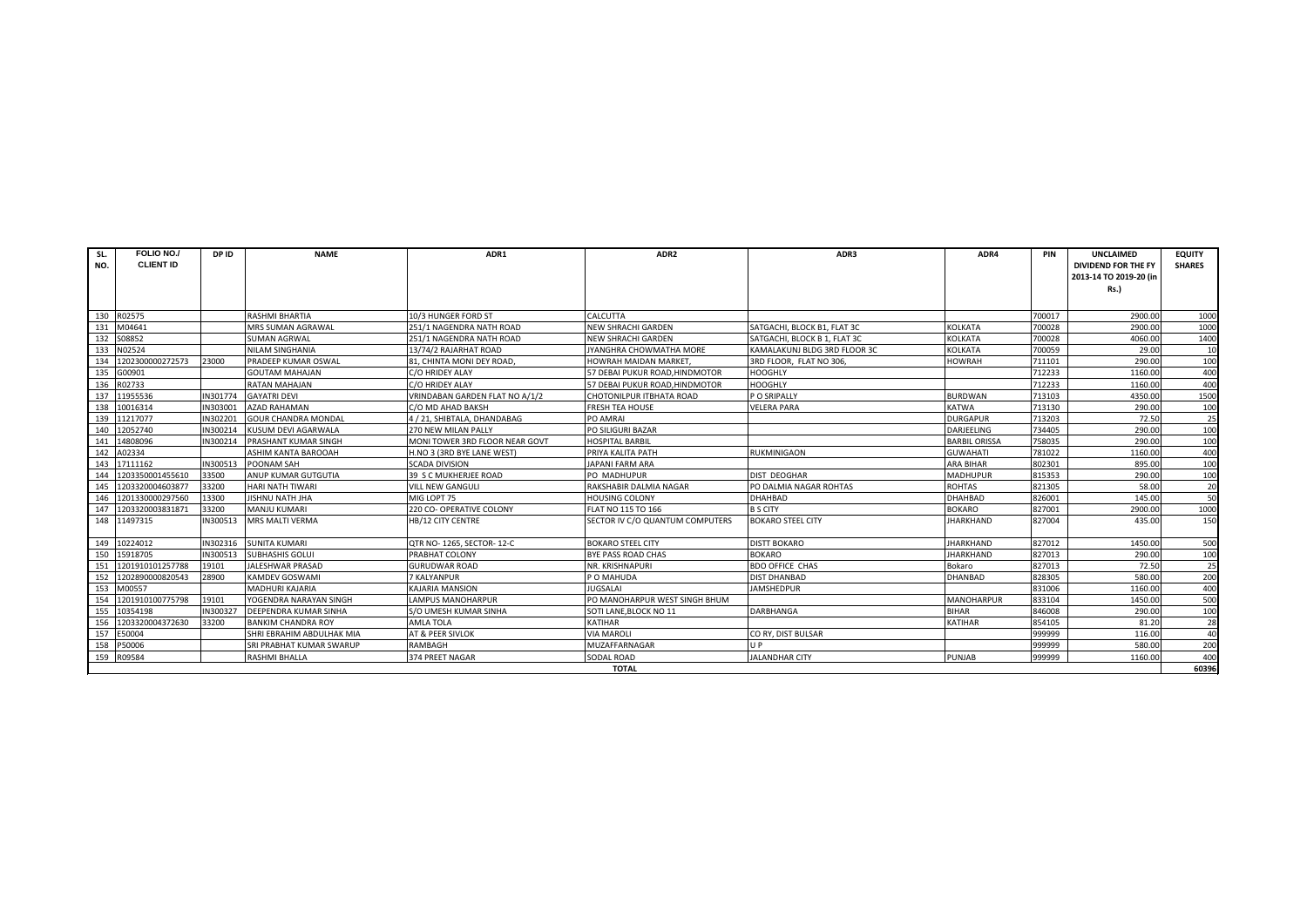| SL. NO. | FOLIO NO./ CLIENT ID | DP ID | NAME | ADR1 | ADR2 | ADR3 | ADR4 | PIN | UNCLAIMED DIVIDEND FOR THE FY 2013-14 TO 2019-20 (in Rs.) | EQUITY SHARES |
|---|---|---|---|---|---|---|---|---|---|---|
| 130 | R02575 | | RASHMI BHARTIA | 10/3 HUNGER FORD ST | CALCUTTA | | | 700017 | 2900.00 | 1000 |
| 131 | M04641 | | MRS SUMAN AGRAWAL | 251/1 NAGENDRA NATH ROAD | NEW SHRACHI GARDEN | SATGACHI, BLOCK B1, FLAT 3C | KOLKATA | 700028 | 2900.00 | 1000 |
| 132 | S08852 | | SUMAN AGRWAL | 251/1 NAGENDRA NATH ROAD | NEW SHRACHI GARDEN | SATGACHI, BLOCK B 1, FLAT 3C | KOLKATA | 700028 | 4060.00 | 1400 |
| 133 | N02524 | | NILAM SINGHANIA | 13/74/2 RAJARHAT ROAD | JYANGHRA CHOWMATHA MORE | KAMALAKUNJ BLDG 3RD FLOOR 3C | KOLKATA | 700059 | 29.00 | 10 |
| 134 | 1202300000272573 | 23000 | PRADEEP KUMAR OSWAL | 81, CHINTA MONI DEY ROAD, | HOWRAH MAIDAN MARKET, | 3RD FLOOR, FLAT NO 306, | HOWRAH | 711101 | 290.00 | 100 |
| 135 | G00901 | | GOUTAM MAHAJAN | C/O HRIDEY ALAY | 57 DEBAI PUKUR ROAD,HINDMOTOR | HOOGHLY | | 712233 | 1160.00 | 400 |
| 136 | R02733 | | RATAN MAHAJAN | C/O HRIDEY ALAY | 57 DEBAI PUKUR ROAD,HINDMOTOR | HOOGHLY | | 712233 | 1160.00 | 400 |
| 137 | 11955536 | IN301774 | GAYATRI DEVI | VRINDABAN GARDEN FLAT NO A/1/2 | CHOTONILPUR ITBHATA ROAD | P O SRIPALLY | BURDWAN | 713103 | 4350.00 | 1500 |
| 138 | 10016314 | IN303001 | AZAD RAHAMAN | C/O MD AHAD BAKSH | FRESH TEA HOUSE | VELERA PARA | KATWA | 713130 | 290.00 | 100 |
| 139 | 11217077 | IN302201 | GOUR CHANDRA MONDAL | 4 / 21, SHIBTALA, DHANDABAG | PO AMRAI | | DURGAPUR | 713203 | 72.50 | 25 |
| 140 | 12052740 | IN300214 | KUSUM DEVI AGARWALA | 270 NEW MILAN PALLY | PO SILIGURI BAZAR | | DARJEELING | 734405 | 290.00 | 100 |
| 141 | 14808096 | IN300214 | PRASHANT KUMAR SINGH | MONI TOWER 3RD FLOOR NEAR GOVT | HOSPITAL BARBIL | | BARBIL ORISSA | 758035 | 290.00 | 100 |
| 142 | A02334 | | ASHIM KANTA BAROOAH | H.NO 3 (3RD BYE LANE WEST) | PRIYA KALITA PATH | RUKMINIGAON | GUWAHATI | 781022 | 1160.00 | 400 |
| 143 | 17111162 | IN300513 | POONAM SAH | SCADA DIVISION | JAPANI FARM ARA | | ARA BIHAR | 802301 | 895.00 | 100 |
| 144 | 1203350001455610 | 33500 | ANUP KUMAR GUTGUTIA | 39 S C MUKHERJEE ROAD | PO MADHUPUR | DIST DEOGHAR | MADHUPUR | 815353 | 290.00 | 100 |
| 145 | 1203320004603877 | 33200 | HARI NATH TIWARI | VILL NEW GANGULI | RAKSHABIR DALMIA NAGAR | PO DALMIA NAGAR ROHTAS | ROHTAS | 821305 | 58.00 | 20 |
| 146 | 1201330000297560 | 13300 | JISHNU NATH JHA | MIG LOPT 75 | HOUSING COLONY | DHAHBAD | DHAHBAD | 826001 | 145.00 | 50 |
| 147 | 1203320003831871 | 33200 | MANJU KUMARI | 220 CO- OPERATIVE COLONY | FLAT NO 115 TO 166 | B S CITY | BOKARO | 827001 | 2900.00 | 1000 |
| 148 | 11497315 | IN300513 | MRS MALTI VERMA | HB/12 CITY CENTRE | SECTOR IV C/O QUANTUM COMPUTERS | BOKARO STEEL CITY | JHARKHAND | 827004 | 435.00 | 150 |
| 149 | 10224012 | IN302316 | SUNITA KUMARI | QTR NO- 1265, SECTOR- 12-C | BOKARO STEEL CITY | DISTT BOKARO | JHARKHAND | 827012 | 1450.00 | 500 |
| 150 | 15918705 | IN300513 | SUBHASHIS GOLUI | PRABHAT COLONY | BYE PASS ROAD CHAS | BOKARO | JHARKHAND | 827013 | 290.00 | 100 |
| 151 | 1201910101257788 | 19101 | JALESHWAR PRASAD | GURUDWAR ROAD | NR. KRISHNAPURI | BDO OFFICE CHAS | Bokaro | 827013 | 72.50 | 25 |
| 152 | 1202890000820543 | 28900 | KAMDEV GOSWAMI | 7 KALYANPUR | P O MAHUDA | DIST DHANBAD | DHANBAD | 828305 | 580.00 | 200 |
| 153 | M00557 | | MADHURI KAJARIA | KAJARIA MANSION | JUGSALAI | JAMSHEDPUR | | 831006 | 1160.00 | 400 |
| 154 | 1201910100775798 | 19101 | YOGENDRA NARAYAN SINGH | LAMPUS MANOHARPUR | PO MANOHARPUR WEST SINGH BHUM | | MANOHARPUR | 833104 | 1450.00 | 500 |
| 155 | 10354198 | IN300327 | DEEPENDRA KUMAR SINHA | S/O UMESH KUMAR SINHA | SOTI LANE,BLOCK NO 11 | DARBHANGA | BIHAR | 846008 | 290.00 | 100 |
| 156 | 1203320004372630 | 33200 | BANKIM CHANDRA ROY | AMLA TOLA | KATIHAR | | KATIHAR | 854105 | 81.20 | 28 |
| 157 | E50004 | | SHRI EBRAHIM ABDULHAK MIA | AT & PEER SIVLOK | VIA MAROLI | CO RY, DIST BULSAR | | 999999 | 116.00 | 40 |
| 158 | P50006 | | SRI PRABHAT KUMAR SWARUP | RAMBAGH | MUZAFFARNAGAR | U P | | 999999 | 580.00 | 200 |
| 159 | R09584 | | RASHMI BHALLA | 374 PREET NAGAR | SODAL ROAD | JALANDHAR CITY | PUNJAB | 999999 | 1160.00 | 400 |
| | | | | | TOTAL | | | | | 60396 |